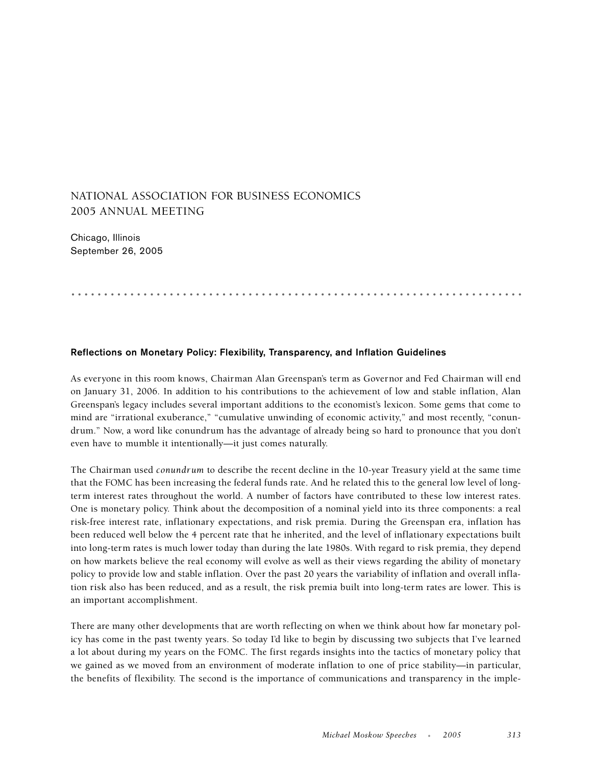# NATIONAL ASSOCIATION FOR BUSINESS ECONOMICS 2005 ANNUAL MEETING

Chicago, Illinois
September 26, 2005

## Reflections on Monetary Policy: Flexibility, Transparency, and Inflation Guidelines

As everyone in this room knows, Chairman Alan Greenspan's term as Governor and Fed Chairman will end on January 31, 2006. In addition to his contributions to the achievement of low and stable inflation, Alan Greenspan's legacy includes several important additions to the economist's lexicon. Some gems that come to mind are "irrational exuberance," "cumulative unwinding of economic activity," and most recently, "conundrum." Now, a word like conundrum has the advantage of already being so hard to pronounce that you don't even have to mumble it intentionally—it just comes naturally.

The Chairman used *conundrum* to describe the recent decline in the 10-year Treasury yield at the same time that the FOMC has been increasing the federal funds rate. And he related this to the general low level of long-term interest rates throughout the world. A number of factors have contributed to these low interest rates. One is monetary policy. Think about the decomposition of a nominal yield into its three components: a real risk-free interest rate, inflationary expectations, and risk premia. During the Greenspan era, inflation has been reduced well below the 4 percent rate that he inherited, and the level of inflationary expectations built into long-term rates is much lower today than during the late 1980s. With regard to risk premia, they depend on how markets believe the real economy will evolve as well as their views regarding the ability of monetary policy to provide low and stable inflation. Over the past 20 years the variability of inflation and overall inflation risk also has been reduced, and as a result, the risk premia built into long-term rates are lower. This is an important accomplishment.

There are many other developments that are worth reflecting on when we think about how far monetary policy has come in the past twenty years. So today I'd like to begin by discussing two subjects that I've learned a lot about during my years on the FOMC. The first regards insights into the tactics of monetary policy that we gained as we moved from an environment of moderate inflation to one of price stability—in particular, the benefits of flexibility. The second is the importance of communications and transparency in the imple-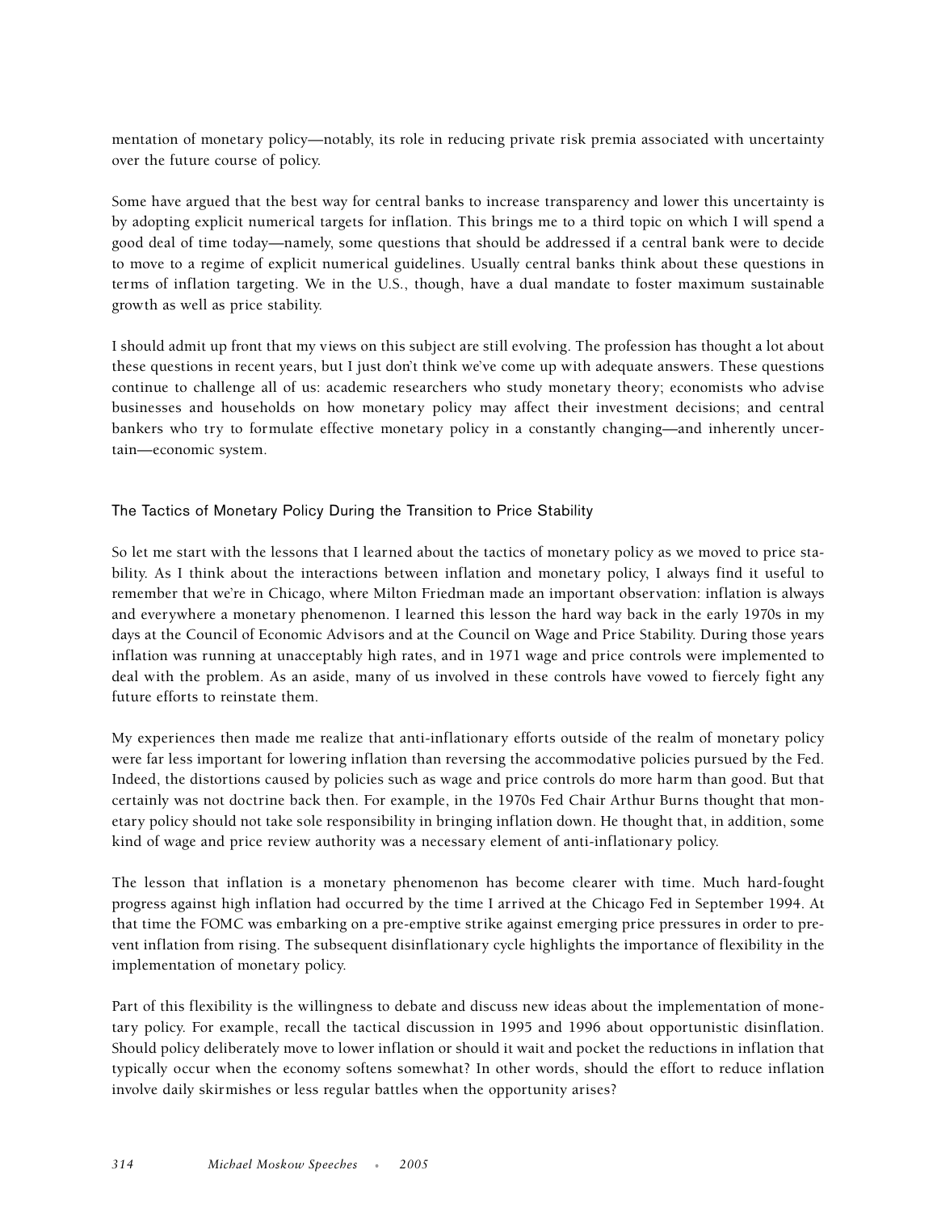mentation of monetary policy—notably, its role in reducing private risk premia associated with uncertainty over the future course of policy.

Some have argued that the best way for central banks to increase transparency and lower this uncertainty is by adopting explicit numerical targets for inflation. This brings me to a third topic on which I will spend a good deal of time today—namely, some questions that should be addressed if a central bank were to decide to move to a regime of explicit numerical guidelines. Usually central banks think about these questions in terms of inflation targeting. We in the U.S., though, have a dual mandate to foster maximum sustainable growth as well as price stability.

I should admit up front that my views on this subject are still evolving. The profession has thought a lot about these questions in recent years, but I just don't think we've come up with adequate answers. These questions continue to challenge all of us: academic researchers who study monetary theory; economists who advise businesses and households on how monetary policy may affect their investment decisions; and central bankers who try to formulate effective monetary policy in a constantly changing—and inherently uncertain—economic system.

## The Tactics of Monetary Policy During the Transition to Price Stability

So let me start with the lessons that I learned about the tactics of monetary policy as we moved to price stability. As I think about the interactions between inflation and monetary policy, I always find it useful to remember that we're in Chicago, where Milton Friedman made an important observation: inflation is always and everywhere a monetary phenomenon. I learned this lesson the hard way back in the early 1970s in my days at the Council of Economic Advisors and at the Council on Wage and Price Stability. During those years inflation was running at unacceptably high rates, and in 1971 wage and price controls were implemented to deal with the problem. As an aside, many of us involved in these controls have vowed to fiercely fight any future efforts to reinstate them.

My experiences then made me realize that anti-inflationary efforts outside of the realm of monetary policy were far less important for lowering inflation than reversing the accommodative policies pursued by the Fed. Indeed, the distortions caused by policies such as wage and price controls do more harm than good. But that certainly was not doctrine back then. For example, in the 1970s Fed Chair Arthur Burns thought that monetary policy should not take sole responsibility in bringing inflation down. He thought that, in addition, some kind of wage and price review authority was a necessary element of anti-inflationary policy.

The lesson that inflation is a monetary phenomenon has become clearer with time. Much hard-fought progress against high inflation had occurred by the time I arrived at the Chicago Fed in September 1994. At that time the FOMC was embarking on a pre-emptive strike against emerging price pressures in order to prevent inflation from rising. The subsequent disinflationary cycle highlights the importance of flexibility in the implementation of monetary policy.

Part of this flexibility is the willingness to debate and discuss new ideas about the implementation of monetary policy. For example, recall the tactical discussion in 1995 and 1996 about opportunistic disinflation. Should policy deliberately move to lower inflation or should it wait and pocket the reductions in inflation that typically occur when the economy softens somewhat? In other words, should the effort to reduce inflation involve daily skirmishes or less regular battles when the opportunity arises?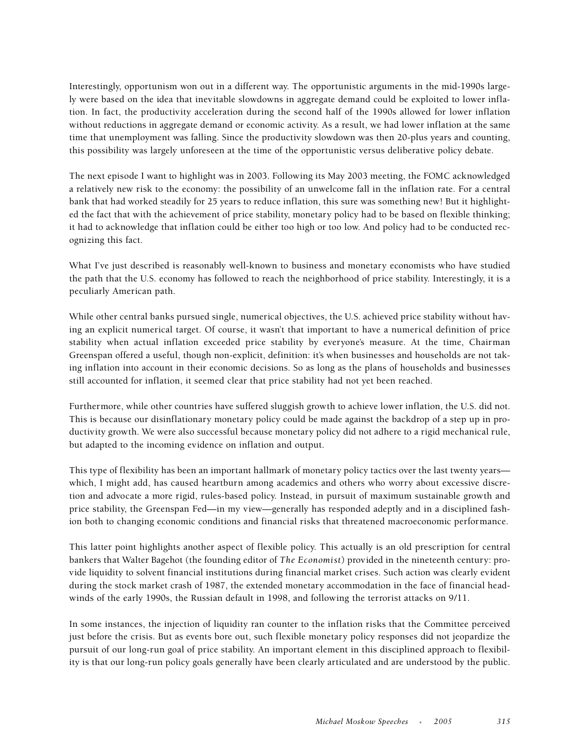Interestingly, opportunism won out in a different way. The opportunistic arguments in the mid-1990s largely were based on the idea that inevitable slowdowns in aggregate demand could be exploited to lower inflation. In fact, the productivity acceleration during the second half of the 1990s allowed for lower inflation without reductions in aggregate demand or economic activity. As a result, we had lower inflation at the same time that unemployment was falling. Since the productivity slowdown was then 20-plus years and counting, this possibility was largely unforeseen at the time of the opportunistic versus deliberative policy debate.

The next episode I want to highlight was in 2003. Following its May 2003 meeting, the FOMC acknowledged a relatively new risk to the economy: the possibility of an unwelcome fall in the inflation rate. For a central bank that had worked steadily for 25 years to reduce inflation, this sure was something new! But it highlighted the fact that with the achievement of price stability, monetary policy had to be based on flexible thinking; it had to acknowledge that inflation could be either too high or too low. And policy had to be conducted recognizing this fact.

What I've just described is reasonably well-known to business and monetary economists who have studied the path that the U.S. economy has followed to reach the neighborhood of price stability. Interestingly, it is a peculiarly American path.

While other central banks pursued single, numerical objectives, the U.S. achieved price stability without having an explicit numerical target. Of course, it wasn't that important to have a numerical definition of price stability when actual inflation exceeded price stability by everyone's measure. At the time, Chairman Greenspan offered a useful, though non-explicit, definition: it's when businesses and households are not taking inflation into account in their economic decisions. So as long as the plans of households and businesses still accounted for inflation, it seemed clear that price stability had not yet been reached.

Furthermore, while other countries have suffered sluggish growth to achieve lower inflation, the U.S. did not. This is because our disinflationary monetary policy could be made against the backdrop of a step up in productivity growth. We were also successful because monetary policy did not adhere to a rigid mechanical rule, but adapted to the incoming evidence on inflation and output.

This type of flexibility has been an important hallmark of monetary policy tactics over the last twenty years—which, I might add, has caused heartburn among academics and others who worry about excessive discretion and advocate a more rigid, rules-based policy. Instead, in pursuit of maximum sustainable growth and price stability, the Greenspan Fed—in my view—generally has responded adeptly and in a disciplined fashion both to changing economic conditions and financial risks that threatened macroeconomic performance.

This latter point highlights another aspect of flexible policy. This actually is an old prescription for central bankers that Walter Bagehot (the founding editor of *The Economist*) provided in the nineteenth century: provide liquidity to solvent financial institutions during financial market crises. Such action was clearly evident during the stock market crash of 1987, the extended monetary accommodation in the face of financial headwinds of the early 1990s, the Russian default in 1998, and following the terrorist attacks on 9/11.

In some instances, the injection of liquidity ran counter to the inflation risks that the Committee perceived just before the crisis. But as events bore out, such flexible monetary policy responses did not jeopardize the pursuit of our long-run goal of price stability. An important element in this disciplined approach to flexibility is that our long-run policy goals generally have been clearly articulated and are understood by the public.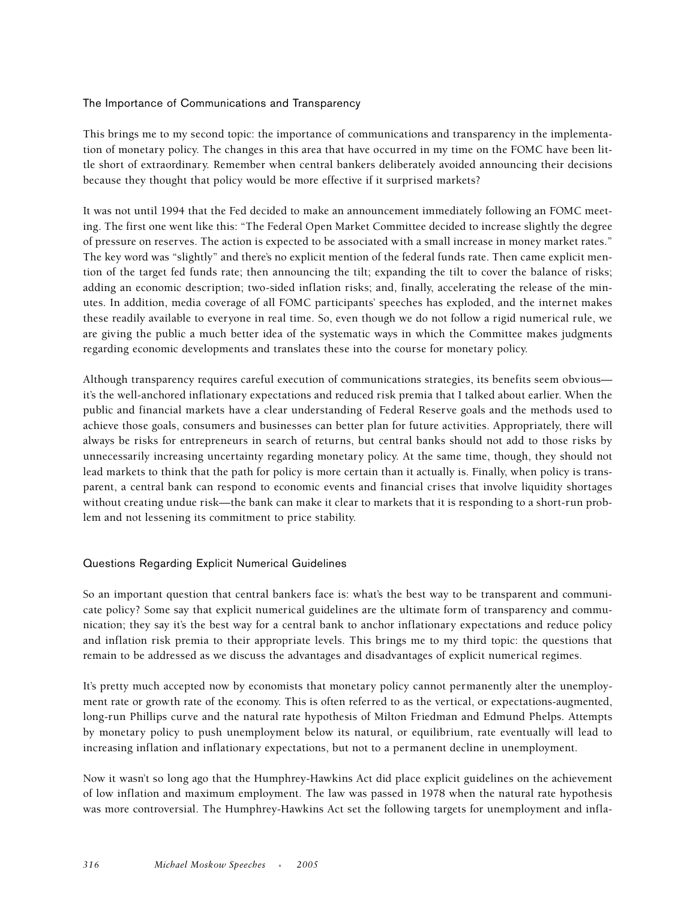### The Importance of Communications and Transparency

This brings me to my second topic: the importance of communications and transparency in the implementation of monetary policy. The changes in this area that have occurred in my time on the FOMC have been little short of extraordinary. Remember when central bankers deliberately avoided announcing their decisions because they thought that policy would be more effective if it surprised markets?

It was not until 1994 that the Fed decided to make an announcement immediately following an FOMC meeting. The first one went like this: "The Federal Open Market Committee decided to increase slightly the degree of pressure on reserves. The action is expected to be associated with a small increase in money market rates." The key word was "slightly" and there's no explicit mention of the federal funds rate. Then came explicit mention of the target fed funds rate; then announcing the tilt; expanding the tilt to cover the balance of risks; adding an economic description; two-sided inflation risks; and, finally, accelerating the release of the minutes. In addition, media coverage of all FOMC participants' speeches has exploded, and the internet makes these readily available to everyone in real time. So, even though we do not follow a rigid numerical rule, we are giving the public a much better idea of the systematic ways in which the Committee makes judgments regarding economic developments and translates these into the course for monetary policy.

Although transparency requires careful execution of communications strategies, its benefits seem obvious—it's the well-anchored inflationary expectations and reduced risk premia that I talked about earlier. When the public and financial markets have a clear understanding of Federal Reserve goals and the methods used to achieve those goals, consumers and businesses can better plan for future activities. Appropriately, there will always be risks for entrepreneurs in search of returns, but central banks should not add to those risks by unnecessarily increasing uncertainty regarding monetary policy. At the same time, though, they should not lead markets to think that the path for policy is more certain than it actually is. Finally, when policy is transparent, a central bank can respond to economic events and financial crises that involve liquidity shortages without creating undue risk—the bank can make it clear to markets that it is responding to a short-run problem and not lessening its commitment to price stability.

### Questions Regarding Explicit Numerical Guidelines

So an important question that central bankers face is: what's the best way to be transparent and communicate policy? Some say that explicit numerical guidelines are the ultimate form of transparency and communication; they say it's the best way for a central bank to anchor inflationary expectations and reduce policy and inflation risk premia to their appropriate levels. This brings me to my third topic: the questions that remain to be addressed as we discuss the advantages and disadvantages of explicit numerical regimes.

It's pretty much accepted now by economists that monetary policy cannot permanently alter the unemployment rate or growth rate of the economy. This is often referred to as the vertical, or expectations-augmented, long-run Phillips curve and the natural rate hypothesis of Milton Friedman and Edmund Phelps. Attempts by monetary policy to push unemployment below its natural, or equilibrium, rate eventually will lead to increasing inflation and inflationary expectations, but not to a permanent decline in unemployment.

Now it wasn't so long ago that the Humphrey-Hawkins Act did place explicit guidelines on the achievement of low inflation and maximum employment. The law was passed in 1978 when the natural rate hypothesis was more controversial. The Humphrey-Hawkins Act set the following targets for unemployment and infla-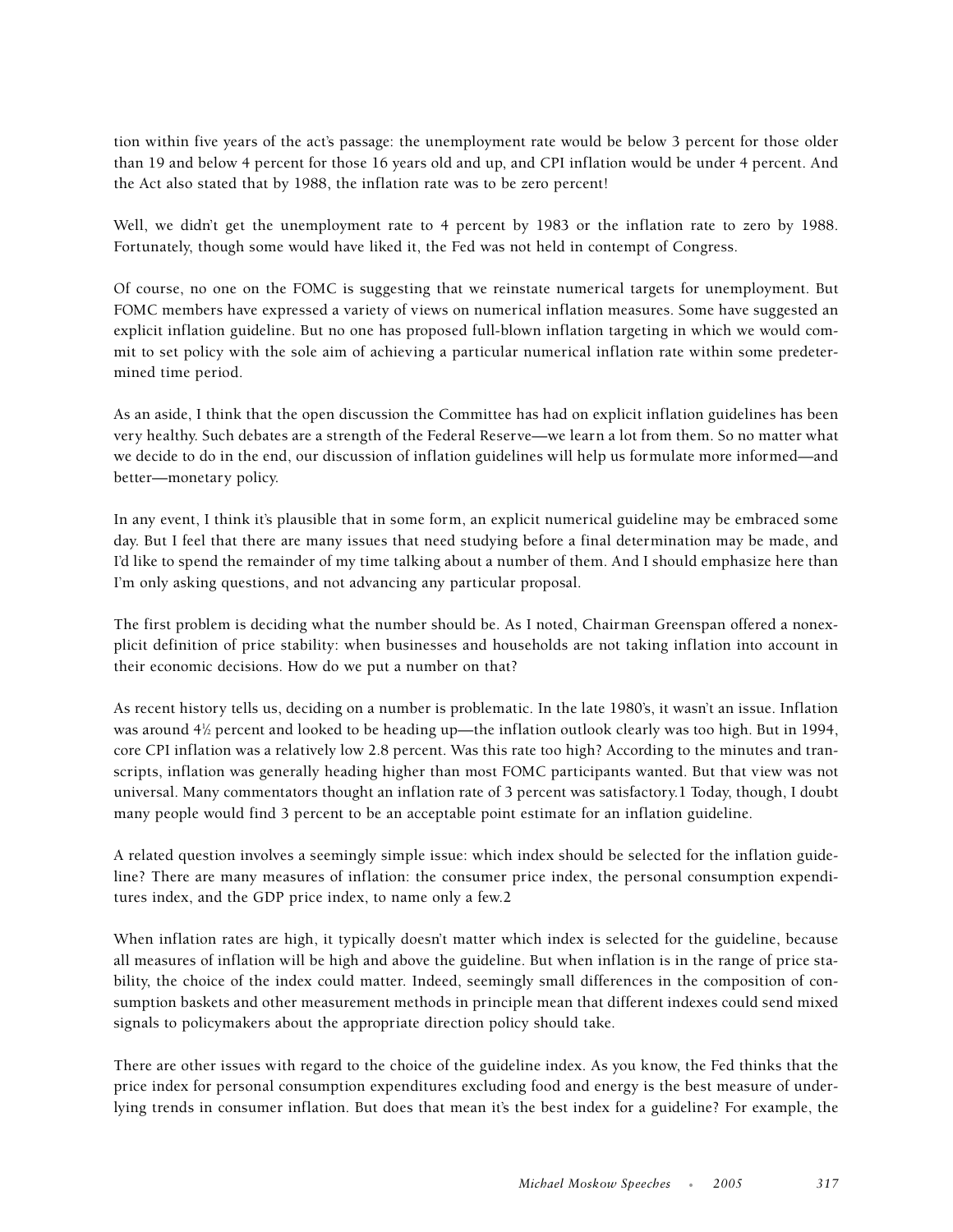tion within five years of the act's passage: the unemployment rate would be below 3 percent for those older than 19 and below 4 percent for those 16 years old and up, and CPI inflation would be under 4 percent. And the Act also stated that by 1988, the inflation rate was to be zero percent!

Well, we didn't get the unemployment rate to 4 percent by 1983 or the inflation rate to zero by 1988. Fortunately, though some would have liked it, the Fed was not held in contempt of Congress.

Of course, no one on the FOMC is suggesting that we reinstate numerical targets for unemployment. But FOMC members have expressed a variety of views on numerical inflation measures. Some have suggested an explicit inflation guideline. But no one has proposed full-blown inflation targeting in which we would commit to set policy with the sole aim of achieving a particular numerical inflation rate within some predetermined time period.

As an aside, I think that the open discussion the Committee has had on explicit inflation guidelines has been very healthy. Such debates are a strength of the Federal Reserve—we learn a lot from them. So no matter what we decide to do in the end, our discussion of inflation guidelines will help us formulate more informed—and better—monetary policy.

In any event, I think it's plausible that in some form, an explicit numerical guideline may be embraced some day. But I feel that there are many issues that need studying before a final determination may be made, and I'd like to spend the remainder of my time talking about a number of them. And I should emphasize here than I'm only asking questions, and not advancing any particular proposal.

The first problem is deciding what the number should be. As I noted, Chairman Greenspan offered a nonexplicit definition of price stability: when businesses and households are not taking inflation into account in their economic decisions. How do we put a number on that?

As recent history tells us, deciding on a number is problematic. In the late 1980's, it wasn't an issue. Inflation was around 4½ percent and looked to be heading up—the inflation outlook clearly was too high. But in 1994, core CPI inflation was a relatively low 2.8 percent. Was this rate too high? According to the minutes and transcripts, inflation was generally heading higher than most FOMC participants wanted. But that view was not universal. Many commentators thought an inflation rate of 3 percent was satisfactory.[1] Today, though, I doubt many people would find 3 percent to be an acceptable point estimate for an inflation guideline.

A related question involves a seemingly simple issue: which index should be selected for the inflation guideline? There are many measures of inflation: the consumer price index, the personal consumption expenditures index, and the GDP price index, to name only a few.[2]

When inflation rates are high, it typically doesn't matter which index is selected for the guideline, because all measures of inflation will be high and above the guideline. But when inflation is in the range of price stability, the choice of the index could matter. Indeed, seemingly small differences in the composition of consumption baskets and other measurement methods in principle mean that different indexes could send mixed signals to policymakers about the appropriate direction policy should take.

There are other issues with regard to the choice of the guideline index. As you know, the Fed thinks that the price index for personal consumption expenditures excluding food and energy is the best measure of underlying trends in consumer inflation. But does that mean it's the best index for a guideline? For example, the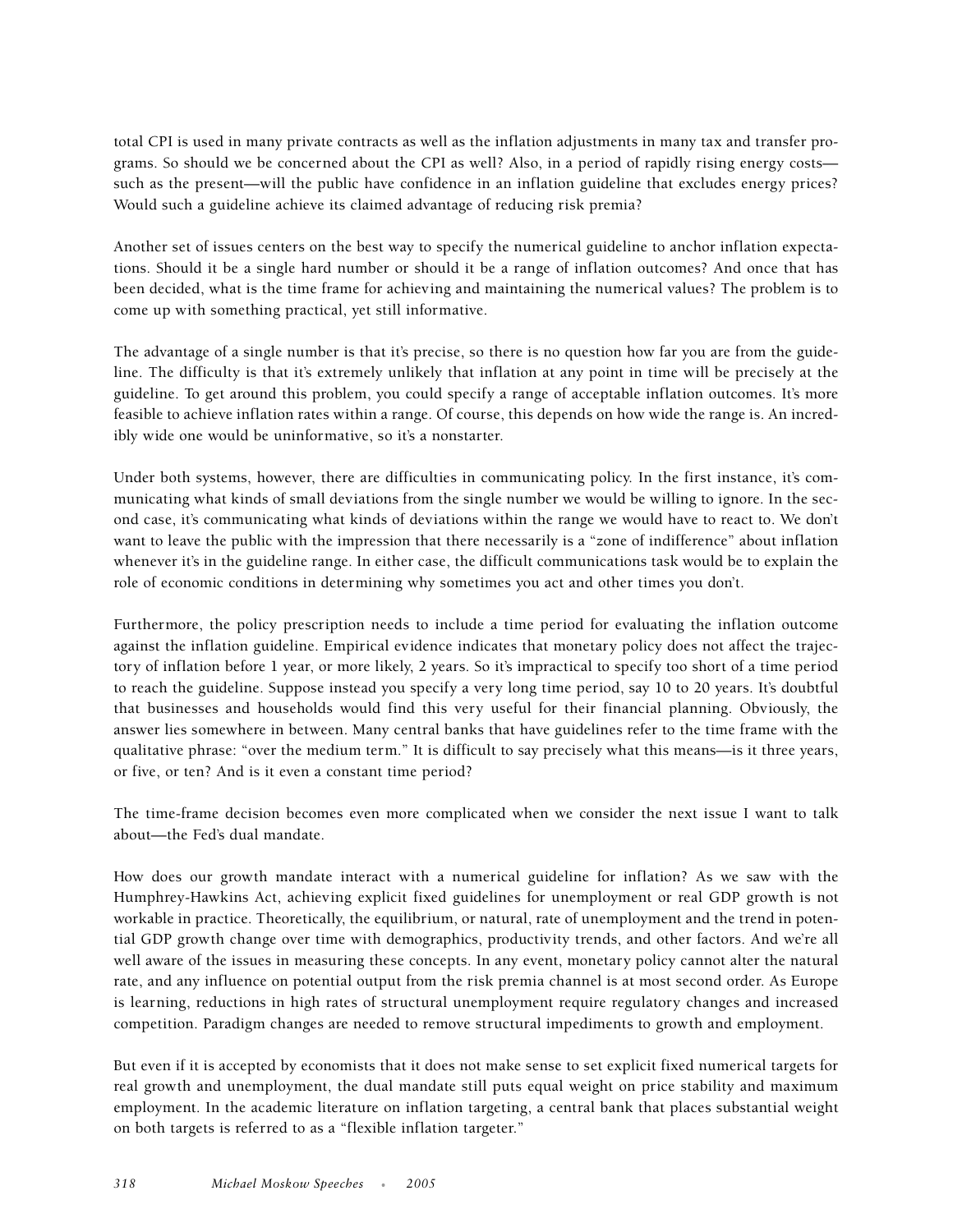total CPI is used in many private contracts as well as the inflation adjustments in many tax and transfer programs. So should we be concerned about the CPI as well? Also, in a period of rapidly rising energy costs—such as the present—will the public have confidence in an inflation guideline that excludes energy prices? Would such a guideline achieve its claimed advantage of reducing risk premia?

Another set of issues centers on the best way to specify the numerical guideline to anchor inflation expectations. Should it be a single hard number or should it be a range of inflation outcomes? And once that has been decided, what is the time frame for achieving and maintaining the numerical values? The problem is to come up with something practical, yet still informative.

The advantage of a single number is that it's precise, so there is no question how far you are from the guideline. The difficulty is that it's extremely unlikely that inflation at any point in time will be precisely at the guideline. To get around this problem, you could specify a range of acceptable inflation outcomes. It's more feasible to achieve inflation rates within a range. Of course, this depends on how wide the range is. An incredibly wide one would be uninformative, so it's a nonstarter.

Under both systems, however, there are difficulties in communicating policy. In the first instance, it's communicating what kinds of small deviations from the single number we would be willing to ignore. In the second case, it's communicating what kinds of deviations within the range we would have to react to. We don't want to leave the public with the impression that there necessarily is a "zone of indifference" about inflation whenever it's in the guideline range. In either case, the difficult communications task would be to explain the role of economic conditions in determining why sometimes you act and other times you don't.

Furthermore, the policy prescription needs to include a time period for evaluating the inflation outcome against the inflation guideline. Empirical evidence indicates that monetary policy does not affect the trajectory of inflation before 1 year, or more likely, 2 years. So it's impractical to specify too short of a time period to reach the guideline. Suppose instead you specify a very long time period, say 10 to 20 years. It's doubtful that businesses and households would find this very useful for their financial planning. Obviously, the answer lies somewhere in between. Many central banks that have guidelines refer to the time frame with the qualitative phrase: "over the medium term." It is difficult to say precisely what this means—is it three years, or five, or ten? And is it even a constant time period?

The time-frame decision becomes even more complicated when we consider the next issue I want to talk about—the Fed's dual mandate.

How does our growth mandate interact with a numerical guideline for inflation? As we saw with the Humphrey-Hawkins Act, achieving explicit fixed guidelines for unemployment or real GDP growth is not workable in practice. Theoretically, the equilibrium, or natural, rate of unemployment and the trend in potential GDP growth change over time with demographics, productivity trends, and other factors. And we're all well aware of the issues in measuring these concepts. In any event, monetary policy cannot alter the natural rate, and any influence on potential output from the risk premia channel is at most second order. As Europe is learning, reductions in high rates of structural unemployment require regulatory changes and increased competition. Paradigm changes are needed to remove structural impediments to growth and employment.

But even if it is accepted by economists that it does not make sense to set explicit fixed numerical targets for real growth and unemployment, the dual mandate still puts equal weight on price stability and maximum employment. In the academic literature on inflation targeting, a central bank that places substantial weight on both targets is referred to as a "flexible inflation targeter."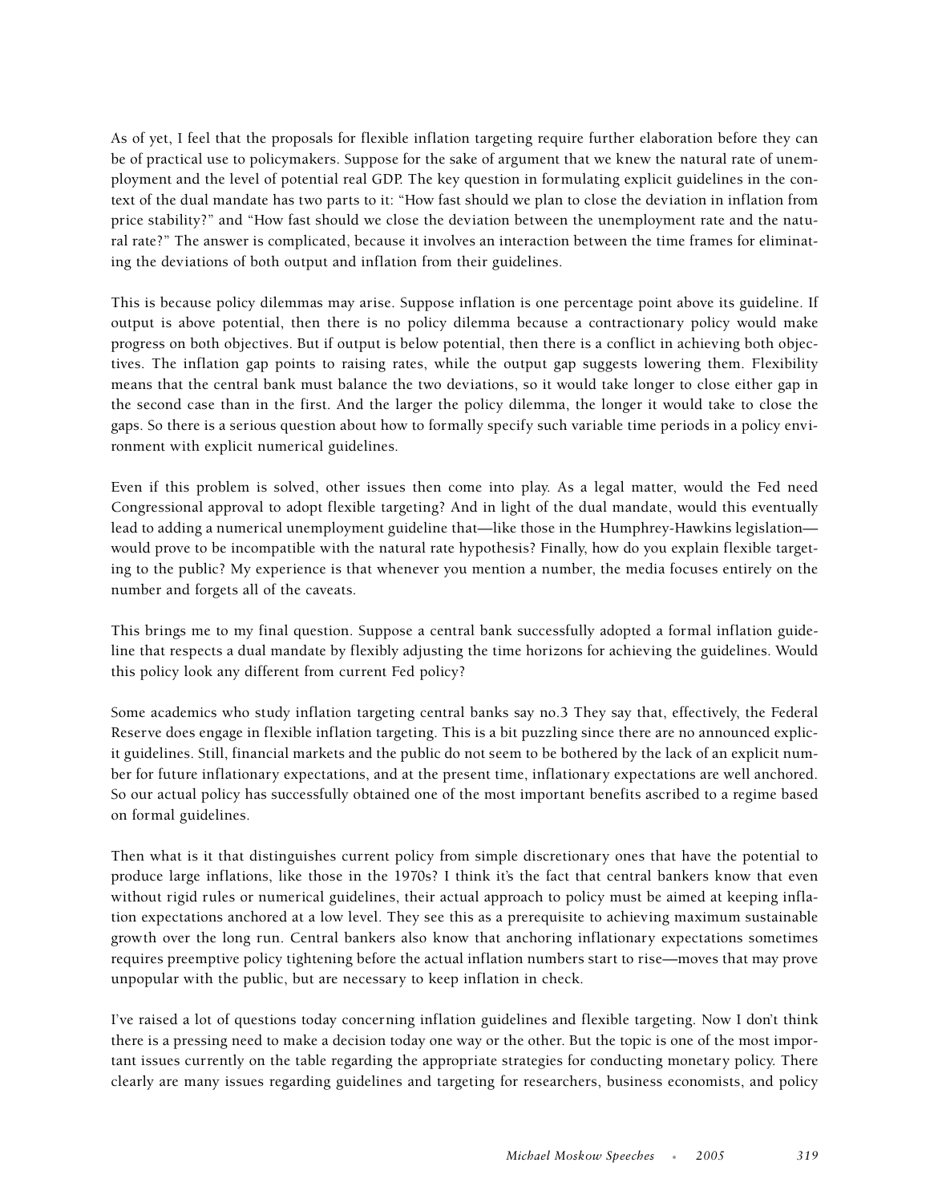As of yet, I feel that the proposals for flexible inflation targeting require further elaboration before they can be of practical use to policymakers. Suppose for the sake of argument that we knew the natural rate of unemployment and the level of potential real GDP. The key question in formulating explicit guidelines in the context of the dual mandate has two parts to it: "How fast should we plan to close the deviation in inflation from price stability?" and "How fast should we close the deviation between the unemployment rate and the natural rate?" The answer is complicated, because it involves an interaction between the time frames for eliminating the deviations of both output and inflation from their guidelines.

This is because policy dilemmas may arise. Suppose inflation is one percentage point above its guideline. If output is above potential, then there is no policy dilemma because a contractionary policy would make progress on both objectives. But if output is below potential, then there is a conflict in achieving both objectives. The inflation gap points to raising rates, while the output gap suggests lowering them. Flexibility means that the central bank must balance the two deviations, so it would take longer to close either gap in the second case than in the first. And the larger the policy dilemma, the longer it would take to close the gaps. So there is a serious question about how to formally specify such variable time periods in a policy environment with explicit numerical guidelines.

Even if this problem is solved, other issues then come into play. As a legal matter, would the Fed need Congressional approval to adopt flexible targeting? And in light of the dual mandate, would this eventually lead to adding a numerical unemployment guideline that—like those in the Humphrey-Hawkins legislation—would prove to be incompatible with the natural rate hypothesis? Finally, how do you explain flexible targeting to the public? My experience is that whenever you mention a number, the media focuses entirely on the number and forgets all of the caveats.

This brings me to my final question. Suppose a central bank successfully adopted a formal inflation guideline that respects a dual mandate by flexibly adjusting the time horizons for achieving the guidelines. Would this policy look any different from current Fed policy?

Some academics who study inflation targeting central banks say no.[3] They say that, effectively, the Federal Reserve does engage in flexible inflation targeting. This is a bit puzzling since there are no announced explicit guidelines. Still, financial markets and the public do not seem to be bothered by the lack of an explicit number for future inflationary expectations, and at the present time, inflationary expectations are well anchored. So our actual policy has successfully obtained one of the most important benefits ascribed to a regime based on formal guidelines.

Then what is it that distinguishes current policy from simple discretionary ones that have the potential to produce large inflations, like those in the 1970s? I think it's the fact that central bankers know that even without rigid rules or numerical guidelines, their actual approach to policy must be aimed at keeping inflation expectations anchored at a low level. They see this as a prerequisite to achieving maximum sustainable growth over the long run. Central bankers also know that anchoring inflationary expectations sometimes requires preemptive policy tightening before the actual inflation numbers start to rise—moves that may prove unpopular with the public, but are necessary to keep inflation in check.

I've raised a lot of questions today concerning inflation guidelines and flexible targeting. Now I don't think there is a pressing need to make a decision today one way or the other. But the topic is one of the most important issues currently on the table regarding the appropriate strategies for conducting monetary policy. There clearly are many issues regarding guidelines and targeting for researchers, business economists, and policy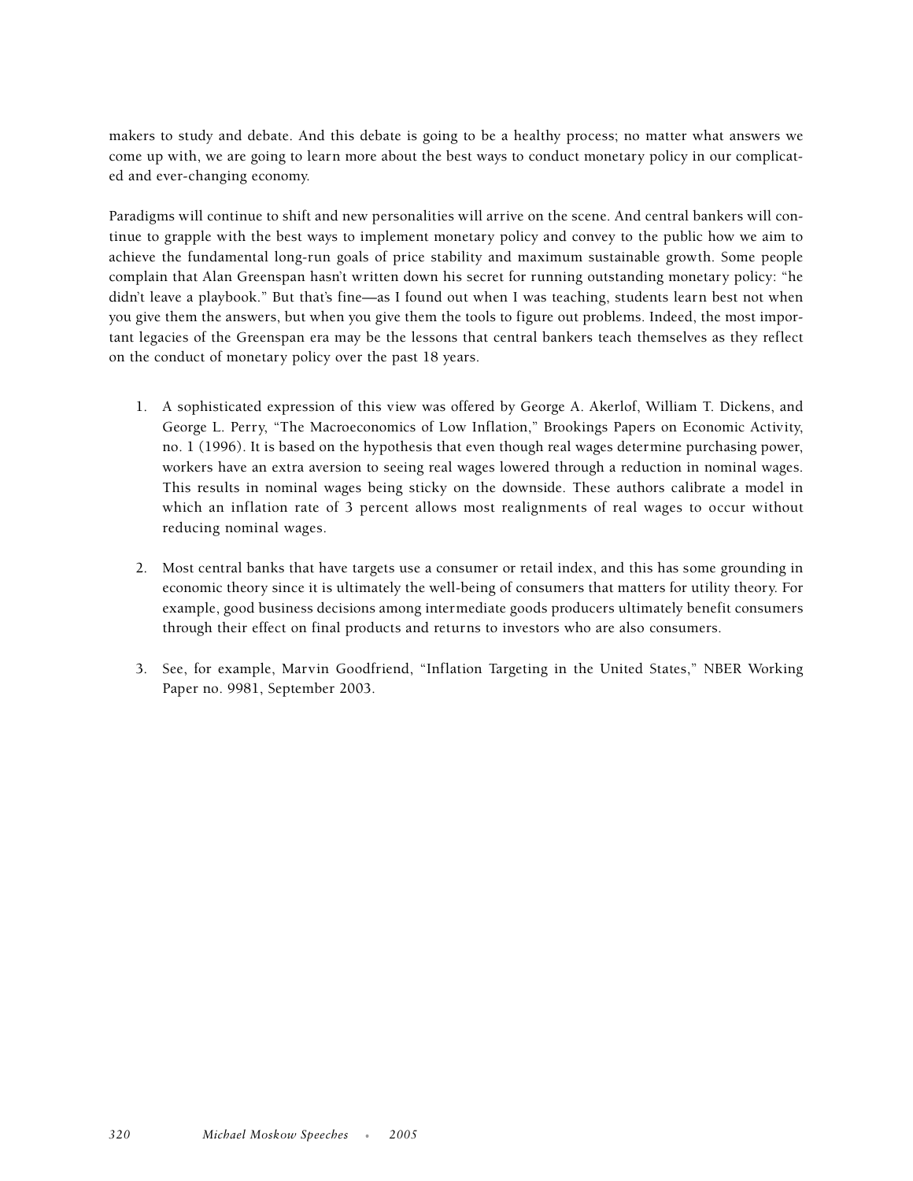makers to study and debate. And this debate is going to be a healthy process; no matter what answers we come up with, we are going to learn more about the best ways to conduct monetary policy in our complicated and ever-changing economy.

Paradigms will continue to shift and new personalities will arrive on the scene. And central bankers will continue to grapple with the best ways to implement monetary policy and convey to the public how we aim to achieve the fundamental long-run goals of price stability and maximum sustainable growth. Some people complain that Alan Greenspan hasn't written down his secret for running outstanding monetary policy: "he didn't leave a playbook." But that's fine—as I found out when I was teaching, students learn best not when you give them the answers, but when you give them the tools to figure out problems. Indeed, the most important legacies of the Greenspan era may be the lessons that central bankers teach themselves as they reflect on the conduct of monetary policy over the past 18 years.

1. A sophisticated expression of this view was offered by George A. Akerlof, William T. Dickens, and George L. Perry, "The Macroeconomics of Low Inflation," Brookings Papers on Economic Activity, no. 1 (1996). It is based on the hypothesis that even though real wages determine purchasing power, workers have an extra aversion to seeing real wages lowered through a reduction in nominal wages. This results in nominal wages being sticky on the downside. These authors calibrate a model in which an inflation rate of 3 percent allows most realignments of real wages to occur without reducing nominal wages.

2. Most central banks that have targets use a consumer or retail index, and this has some grounding in economic theory since it is ultimately the well-being of consumers that matters for utility theory. For example, good business decisions among intermediate goods producers ultimately benefit consumers through their effect on final products and returns to investors who are also consumers.

3. See, for example, Marvin Goodfriend, "Inflation Targeting in the United States," NBER Working Paper no. 9981, September 2003.